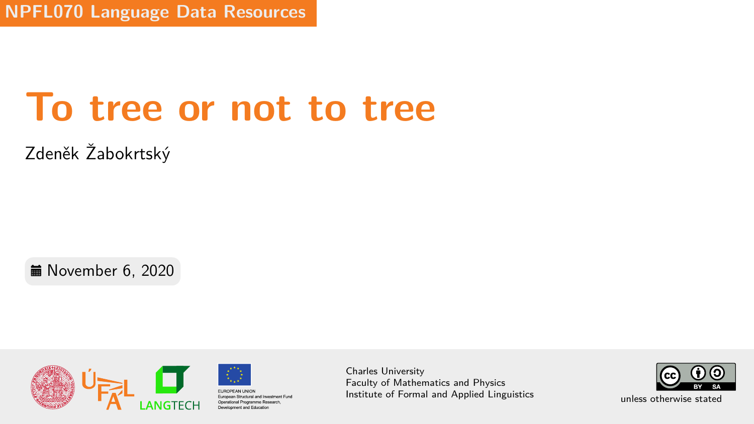NPFL070 Language Data Resources

# To tree or not to tree

Zdeněk Žabokrtský

November 6, 2020

EUROPEAN UNION
European Structural and Investment Fund
Operational Programme Research, Development and Education

Charles University
Faculty of Mathematics and Physics
Institute of Formal and Applied Linguistics

unless otherwise stated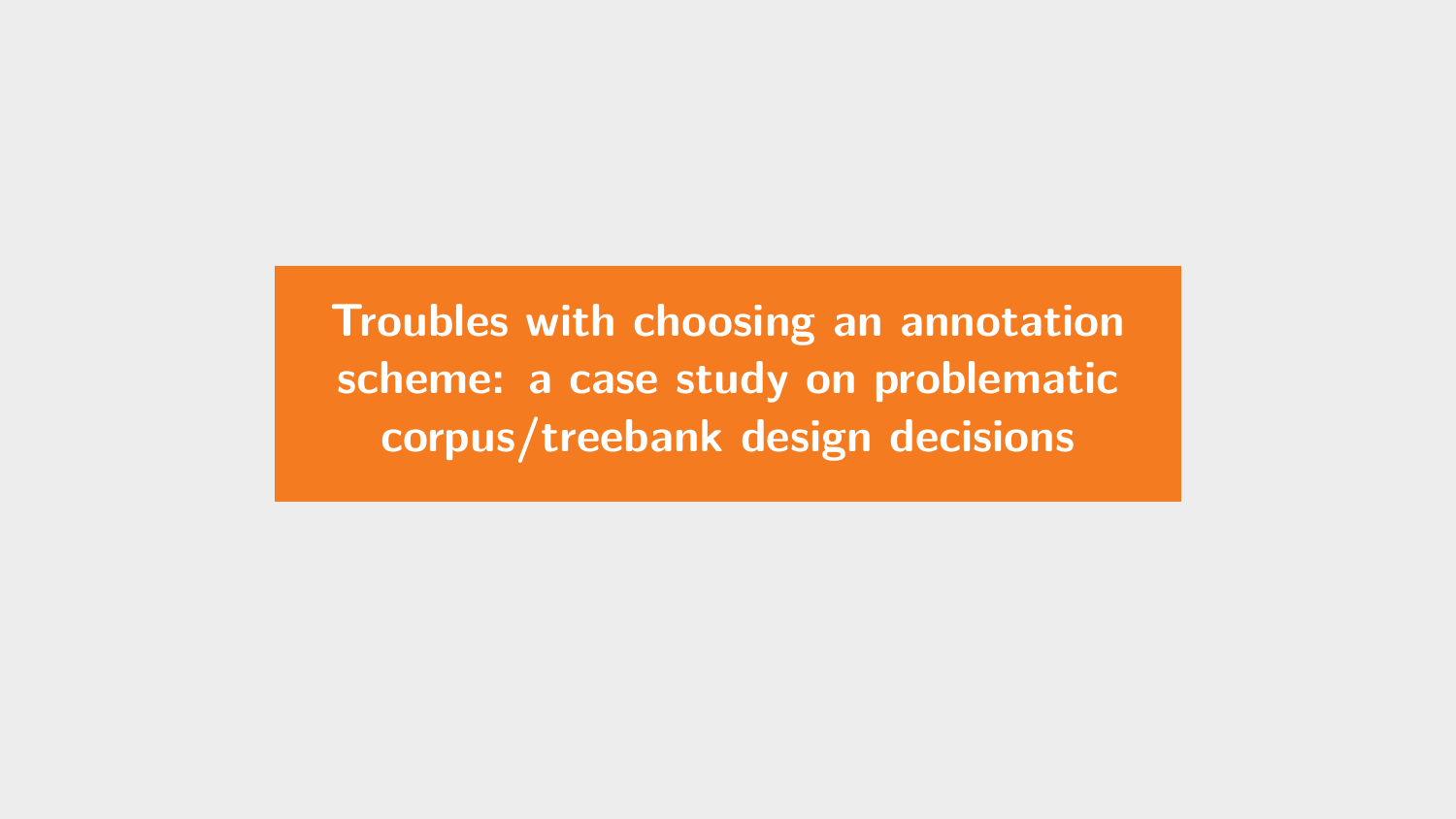# Troubles with choosing an annotation scheme: a case study on problematic corpus/treebank design decisions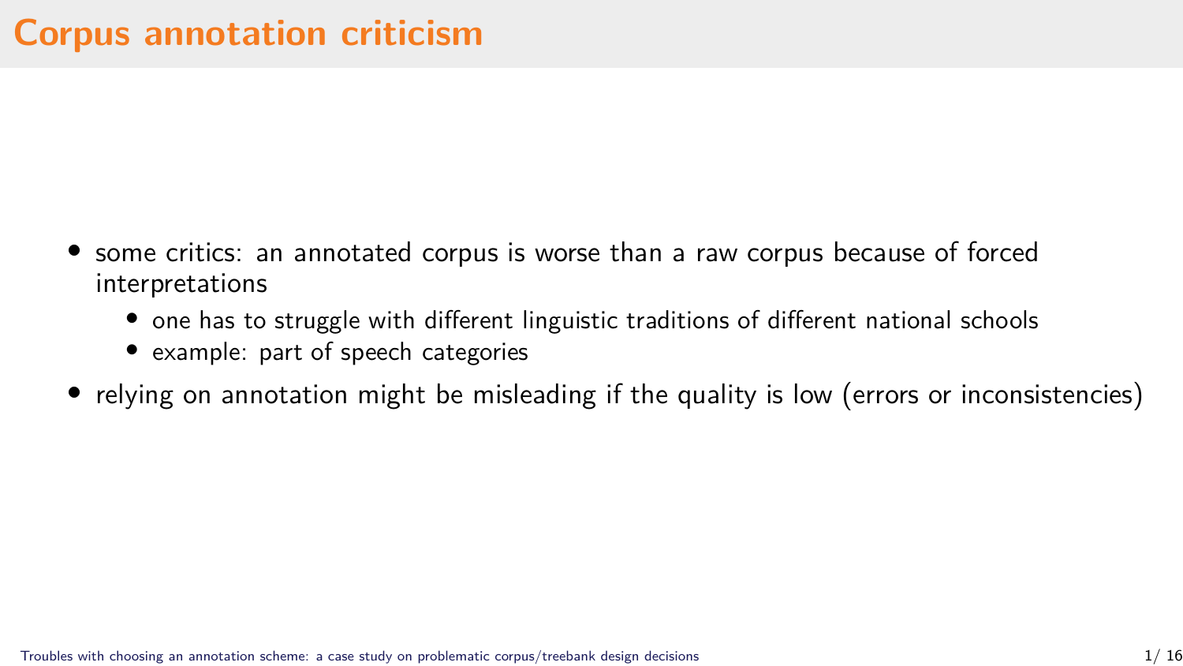# Corpus annotation criticism

- some critics: an annotated corpus is worse than a raw corpus because of forced interpretations
  - one has to struggle with different linguistic traditions of different national schools
  - example: part of speech categories
- relying on annotation might be misleading if the quality is low (errors or inconsistencies)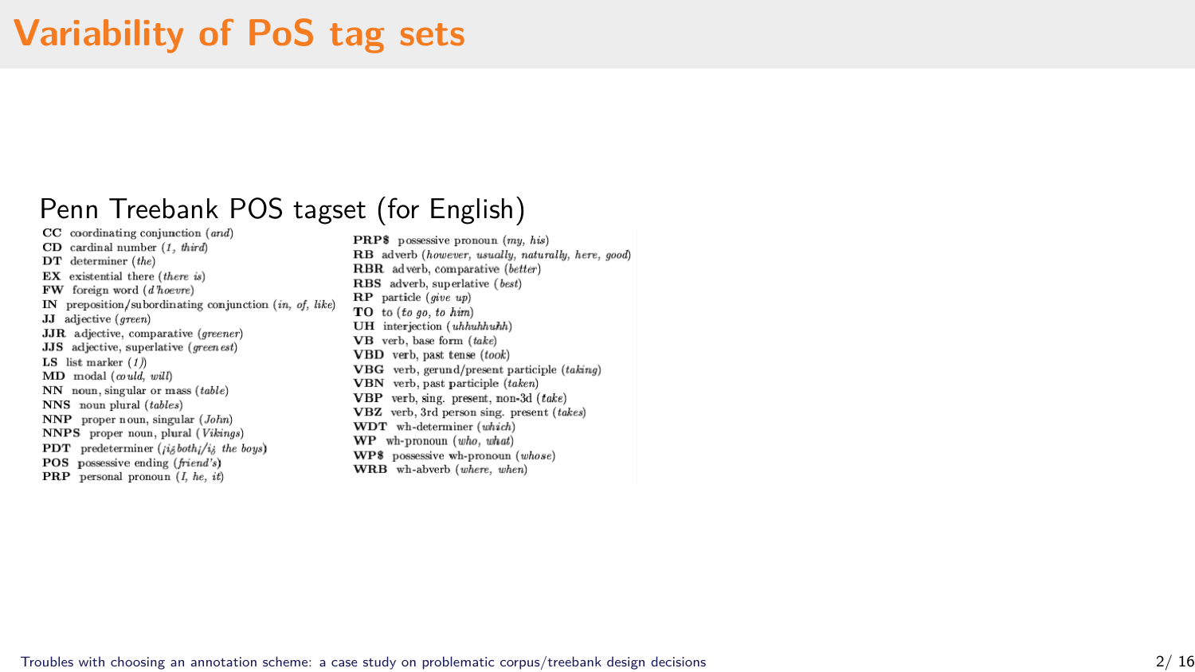# Variability of PoS tag sets

## Penn Treebank POS tagset (for English)

- **CC** coordinating conjunction (*and*)
- **CD** cardinal number (*1, third*)
- **DT** determiner (*the*)
- **EX** existential there (*there is*)
- **FW** foreign word (*d'hoevre*)
- **IN** preposition/subordinating conjunction (*in, of, like*)
- **JJ** adjective (*green*)
- **JJR** adjective, comparative (*greener*)
- **JJS** adjective, superlative (*greenest*)
- **LS** list marker (*1)*)
- **MD** modal (*could, will*)
- **NN** noun, singular or mass (*table*)
- **NNS** noun plural (*tables*)
- **NNP** proper noun, singular (*John*)
- **NNPS** proper noun, plural (*Vikings*)
- **PDT** predeterminer (*¡i¿both¡/i¿ the boys*)
- **POS** possessive ending (*friend's*)
- **PRP** personal pronoun (*I, he, it*)
- **PRP$** possessive pronoun (*my, his*)
- **RB** adverb (*however, usually, naturally, here, good*)
- **RBR** adverb, comparative (*better*)
- **RBS** adverb, superlative (*best*)
- **RP** particle (*give up*)
- **TO** to (*to go, to him*)
- **UH** interjection (*uhhuhhuhh*)
- **VB** verb, base form (*take*)
- **VBD** verb, past tense (*took*)
- **VBG** verb, gerund/present participle (*taking*)
- **VBN** verb, past participle (*taken*)
- **VBP** verb, sing. present, non-3d (*take*)
- **VBZ** verb, 3rd person sing. present (*takes*)
- **WDT** wh-determiner (*which*)
- **WP** wh-pronoun (*who, what*)
- **WP$** possessive wh-pronoun (*whose*)
- **WRB** wh-abverb (*where, when*)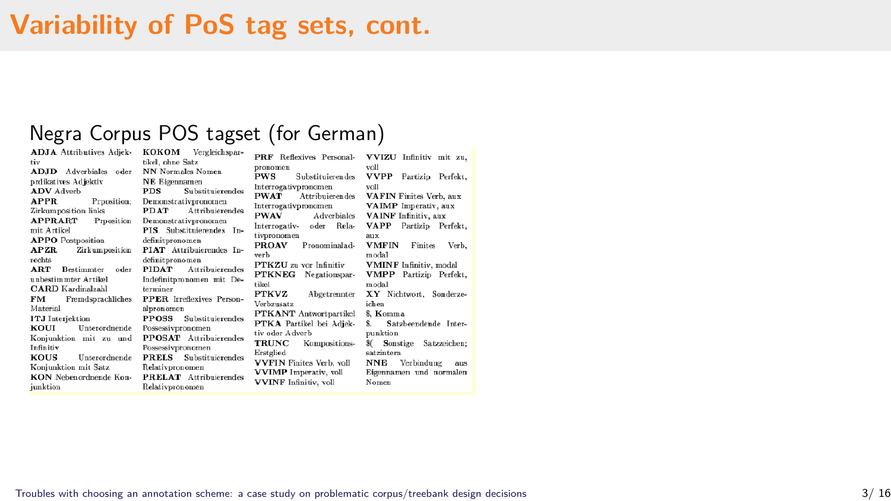# Variability of PoS tag sets, cont.

## Negra Corpus POS tagset (for German)

**ADJA** Attributives Adjektiv
**ADJD** Adverbiales oder prdikatives Adjektiv
**ADV** Adverb
**APPR** Prposition; Zirkumposition links
**APPRART** Prposition mit Artikel
**APPO** Postposition
**APZR** Zirkumposition rechts
**ART** Bestimmter oder unbestimmter Artikel
**CARD** Kardinalzahl
**FM** Fremdsprachliches Material
**ITJ** Interjektion
**KOUI** Unterordnende Konjunktion mit zu und Infinitiv
**KOUS** Unterordnende Konjunktion mit Satz
**KON** Nebenordnende Konjunktion
**KOKOM** Vergleichspartikel, ohne Satz
**NN** Normales Nomen
**NE** Eigennamen
**PDS** Substituierendes Demonstrativpronomen
**PDAT** Attribuierendes Demonstrativpronomen
**PIS** Substituierendes Indefinitpronomen
**PIAT** Attribuierendes Indefinitpronomen
**PIDAT** Attribuierendes Indefinitpronomen mit Determiner
**PPER** Irreflexives Personalpronomen
**PPOSS** Substituierendes Possessivpronomen
**PPOSAT** Attribuierendes Possessivpronomen
**PRELS** Substituierendes Relativpronomen
**PRELAT** Attribuierendes Relativpronomen
**PRF** Reflexives Personalpronomen
**PWS** Substituierendes Interrogativpronomen
**PWAT** Attribuierendes Interrogativpronomen
**PWAV** Adverbiales Interrogativ- oder Relativpronomen
**PROAV** Pronominaladverb
**PTKZU** zu vor Infinitiv
**PTKNEG** Negationspartikel
**PTKVZ** Abgetrennter Verbzusatz
**PTKANT** Antwortpartikel
**PTKA** Partikel bei Adjektiv oder Adverb
**TRUNC** Kompositions-Erstglied
**VVFIN** Finites Verb, voll
**VVIMP** Imperativ, voll
**VVINF** Infinitiv, voll
**VVIZU** Infinitiv mit zu, voll
**VVPP** Partizip Perfekt, voll
**VAFIN** Finites Verb, aux
**VAIMP** Imperativ, aux
**VAINF** Infinitiv, aux
**VAPP** Partizip Perfekt, aux
**VMFIN** Finites Verb, modal
**VMINF** Infinitiv, modal
**VMPP** Partizip Perfekt, modal
**XY** Nichtwort, Sonderzeichen
**$,** Komma
**$.** Satzbeendende Interpunktion
**$(** Sonstige Satzzeichen; satzintern
**NNE** Verbindung aus Eigennamen und normalen Nomen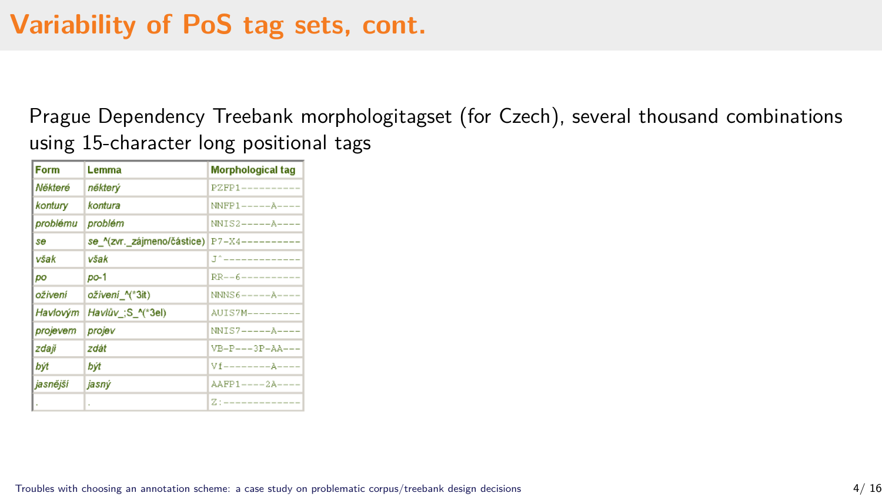# Variability of PoS tag sets, cont.

Prague Dependency Treebank morphologitagset (for Czech), several thousand combinations using 15-character long positional tags

| Form | Lemma | Morphological tag |
|---|---|---|
| Některé | některý | PZFP1---------- |
| kontury | kontura | NNFP1-----A---- |
| problému | problém | NNIS2-----A---- |
| se | se_^(zvr._zájmeno/částice) | P7-X4---------- |
| však | však | J^------------- |
| po | po-1 | RR--6---------- |
| oživení | oživení_^(*3it) | NNNS6-----A---- |
| Havlovým | Havlův_;S_^(*3el) | AUIS7M--------- |
| projevem | projev | NNIS7-----A---- |
| zdají | zdát | VB-P---3P-AA--- |
| být | být | Vf--------A---- |
| jasnější | jasný | AAFP1----2A---- |
| . | . | Z:------------- |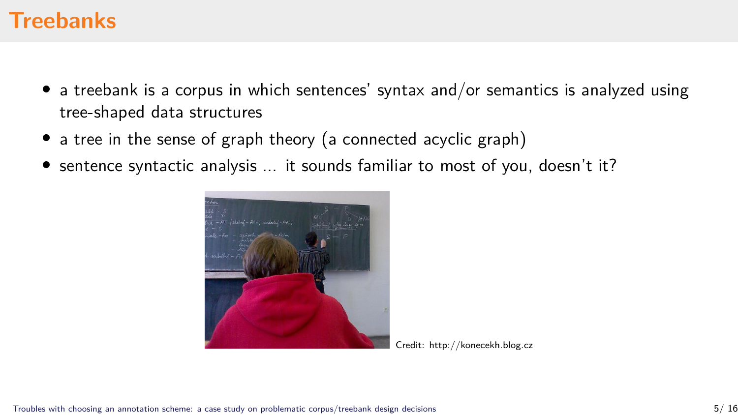# Treebanks

- a treebank is a corpus in which sentences' syntax and/or semantics is analyzed using tree-shaped data structures
- a tree in the sense of graph theory (a connected acyclic graph)
- sentence syntactic analysis ... it sounds familiar to most of you, doesn't it?

Credit: http://konecekh.blog.cz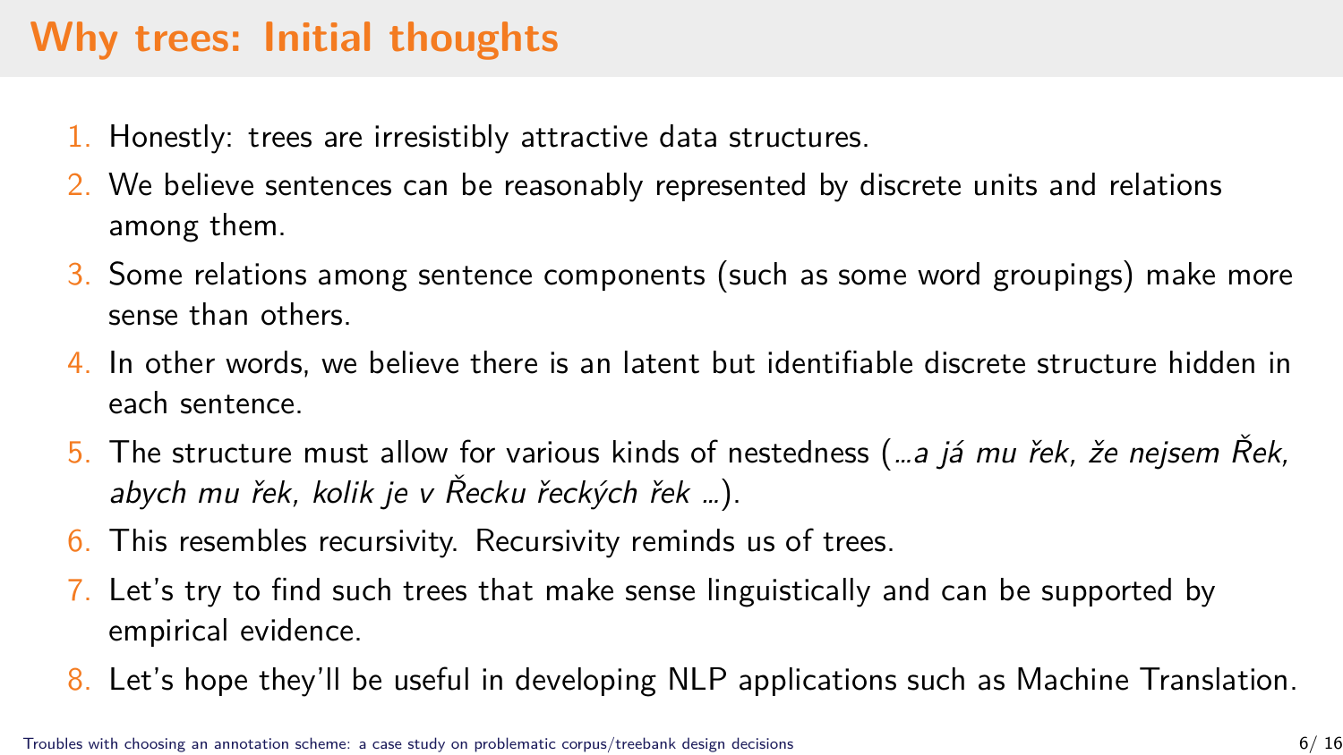# Why trees: Initial thoughts

1. Honestly: trees are irresistibly attractive data structures.
2. We believe sentences can be reasonably represented by discrete units and relations among them.
3. Some relations among sentence components (such as some word groupings) make more sense than others.
4. In other words, we believe there is an latent but identifiable discrete structure hidden in each sentence.
5. The structure must allow for various kinds of nestedness (*...a já mu řek, že nejsem Řek, abych mu řek, kolik je v Řecku řeckých řek ...*).
6. This resembles recursivity. Recursivity reminds us of trees.
7. Let's try to find such trees that make sense linguistically and can be supported by empirical evidence.
8. Let's hope they'll be useful in developing NLP applications such as Machine Translation.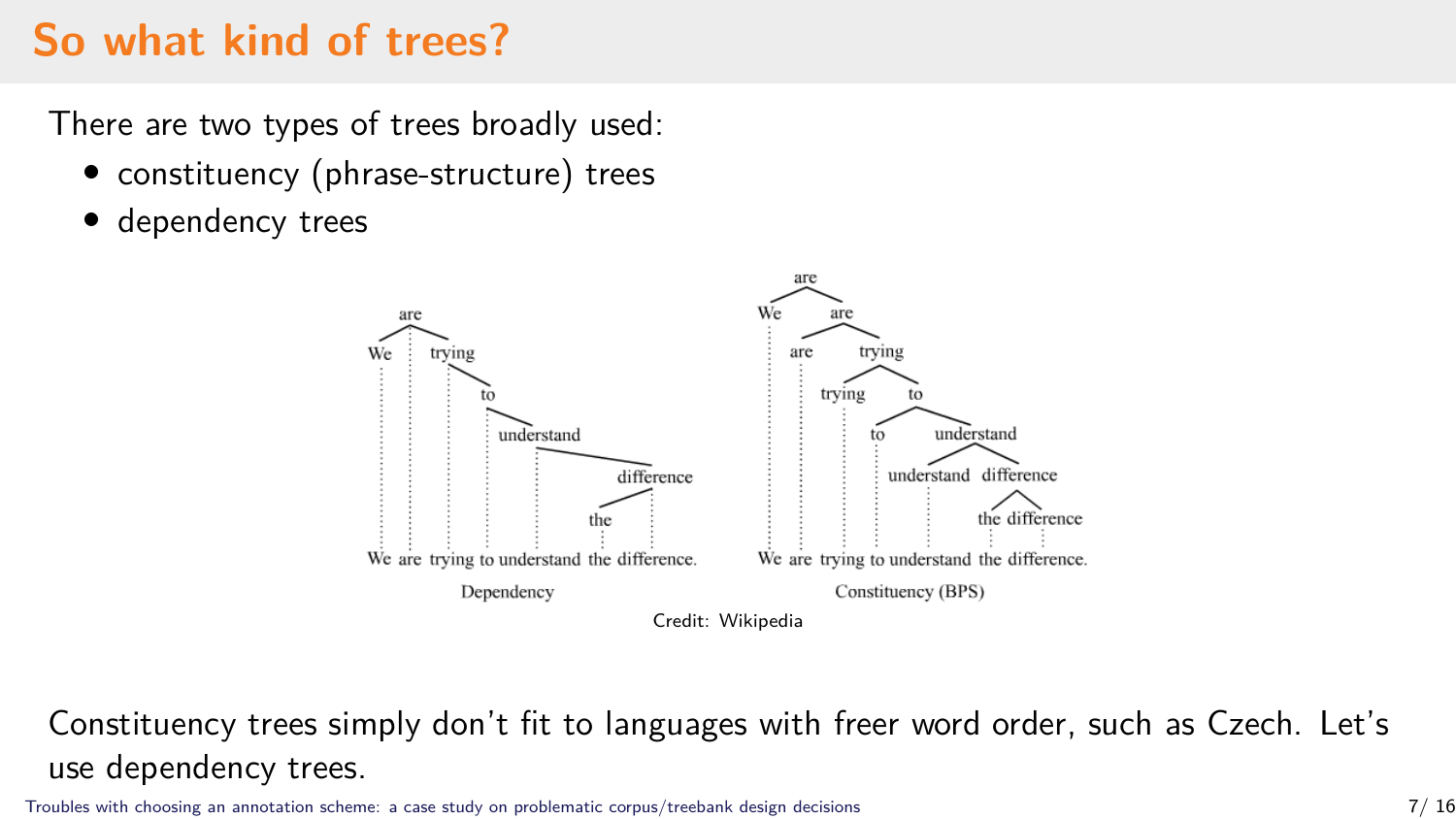# So what kind of trees?

There are two types of trees broadly used:

- constituency (phrase-structure) trees
- dependency trees

Credit: Wikipedia

Constituency trees simply don't fit to languages with freer word order, such as Czech. Let's use dependency trees.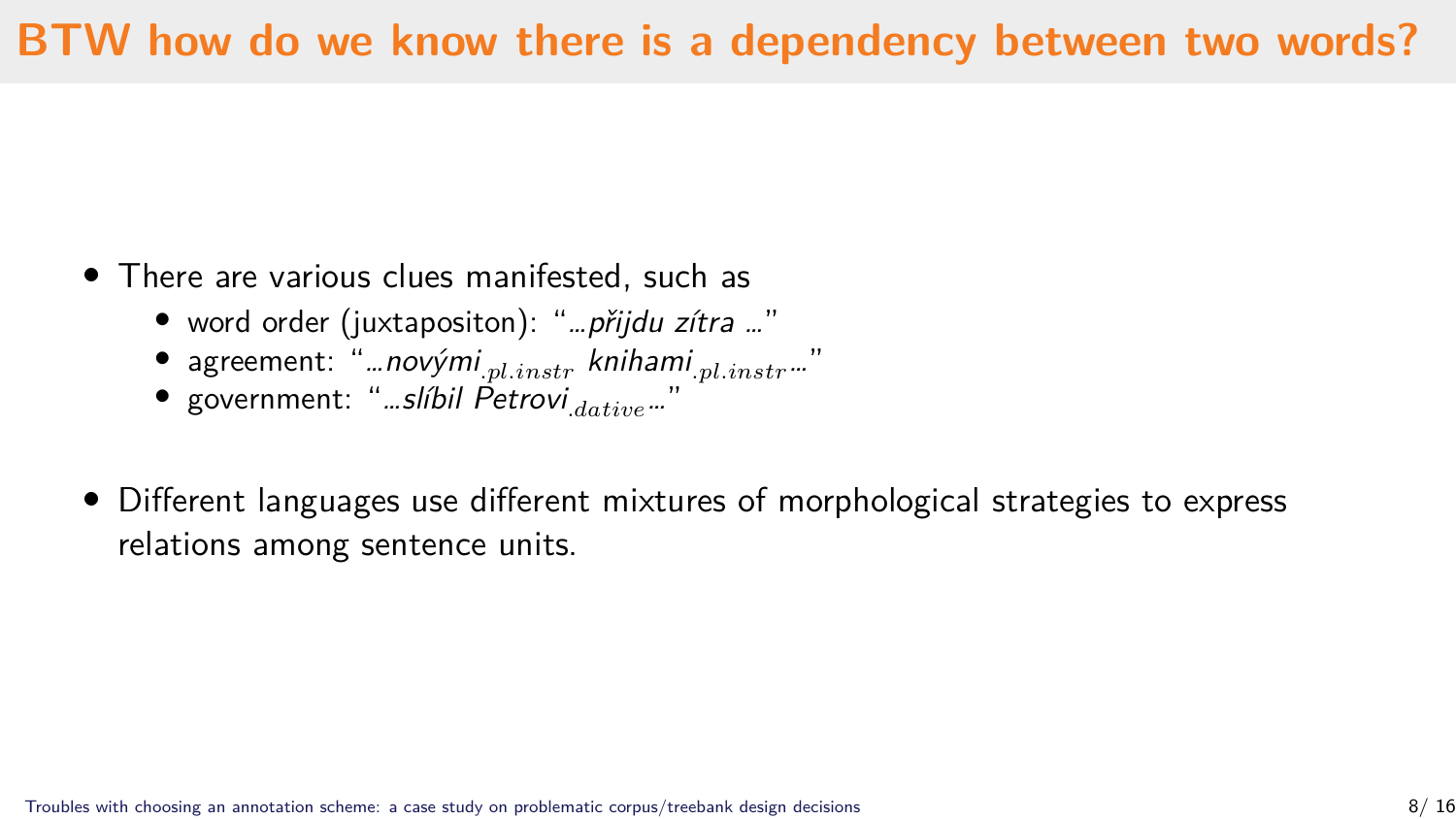# BTW how do we know there is a dependency between two words?

- There are various clues manifested, such as
  - word order (juxtapositon): "*...přijdu zítra ...*"
  - agreement: "*...novými*$_{.pl.instr}$ *knihami*$_{.pl.instr}$*...*"
  - government: "*...slíbil Petrovi*$_{.dative}$*...*"

- Different languages use different mixtures of morphological strategies to express relations among sentence units.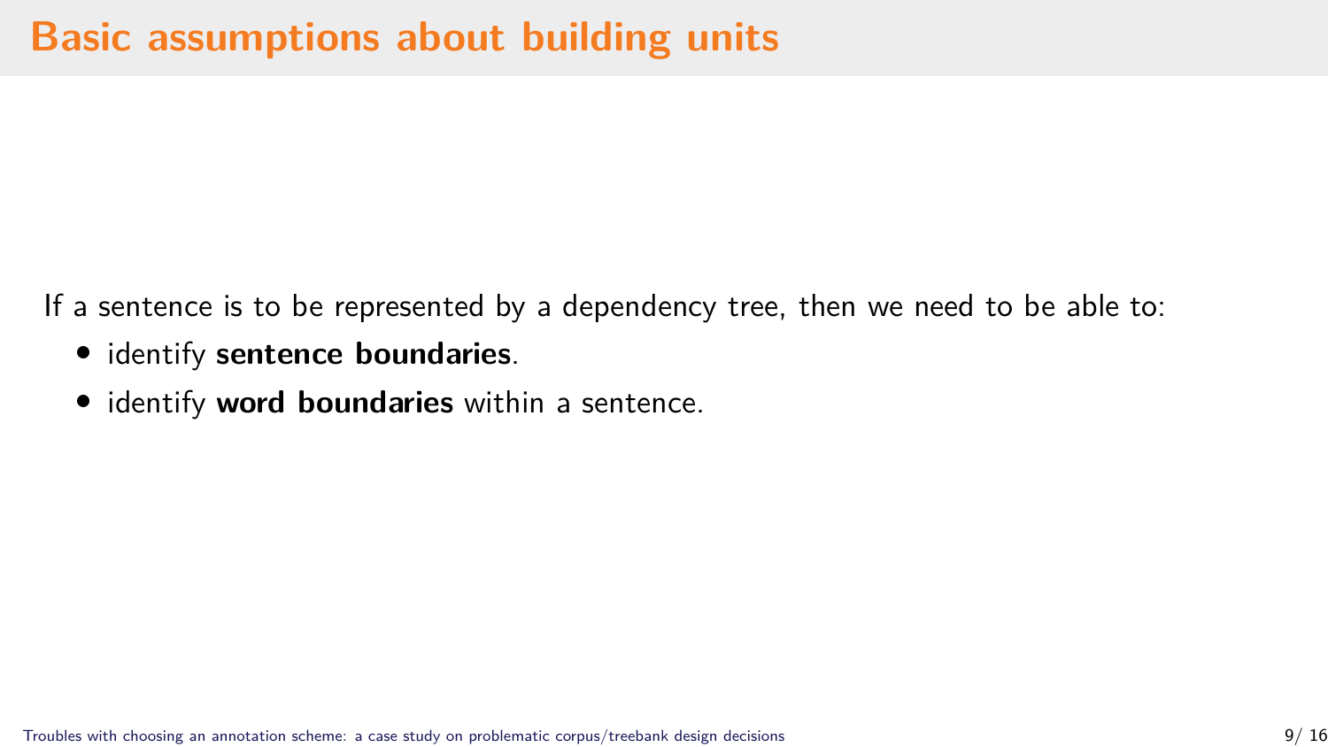# Basic assumptions about building units

If a sentence is to be represented by a dependency tree, then we need to be able to:

- identify **sentence boundaries**.
- identify **word boundaries** within a sentence.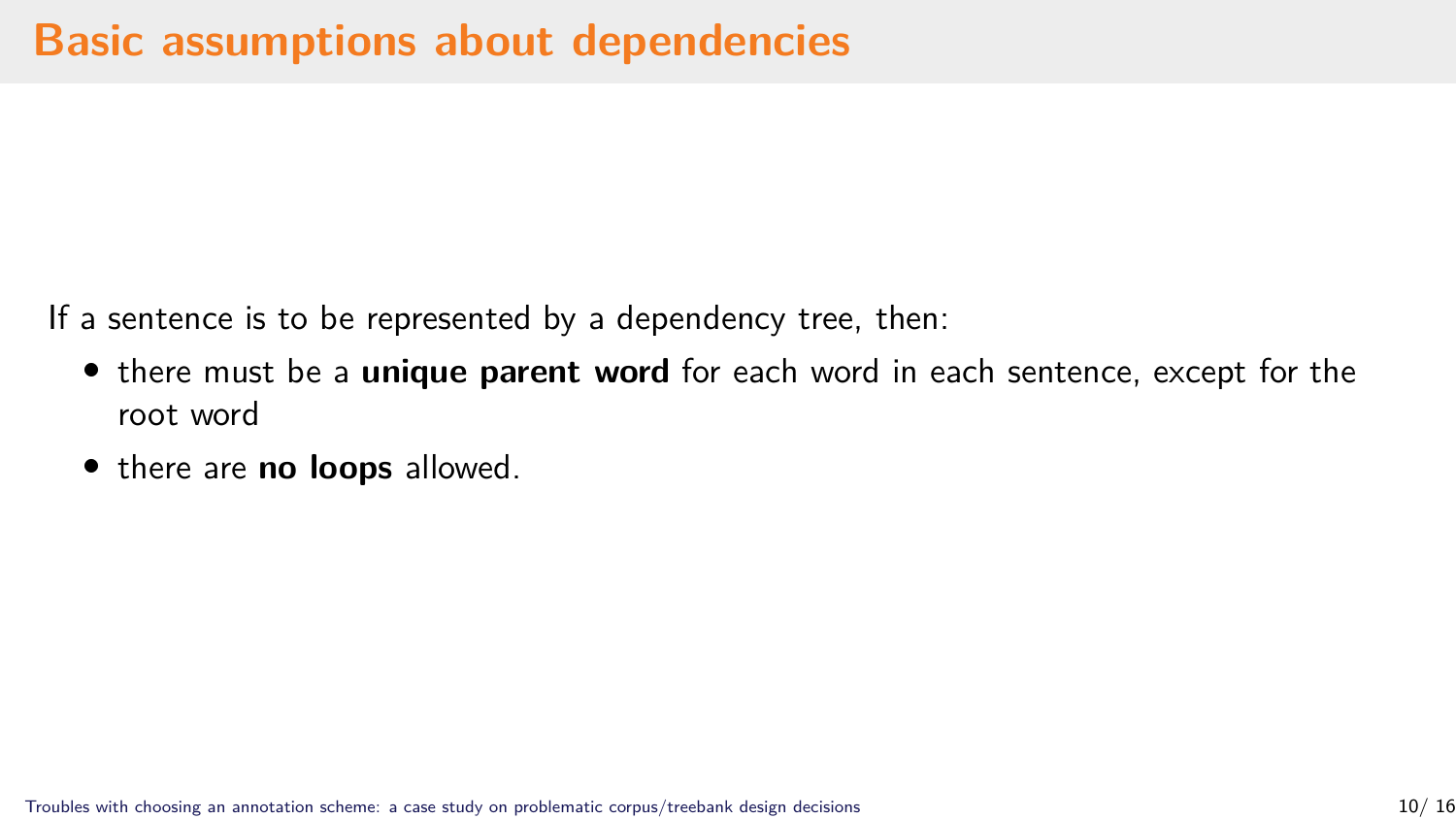# Basic assumptions about dependencies

If a sentence is to be represented by a dependency tree, then:

- there must be a **unique parent word** for each word in each sentence, except for the root word
- there are **no loops** allowed.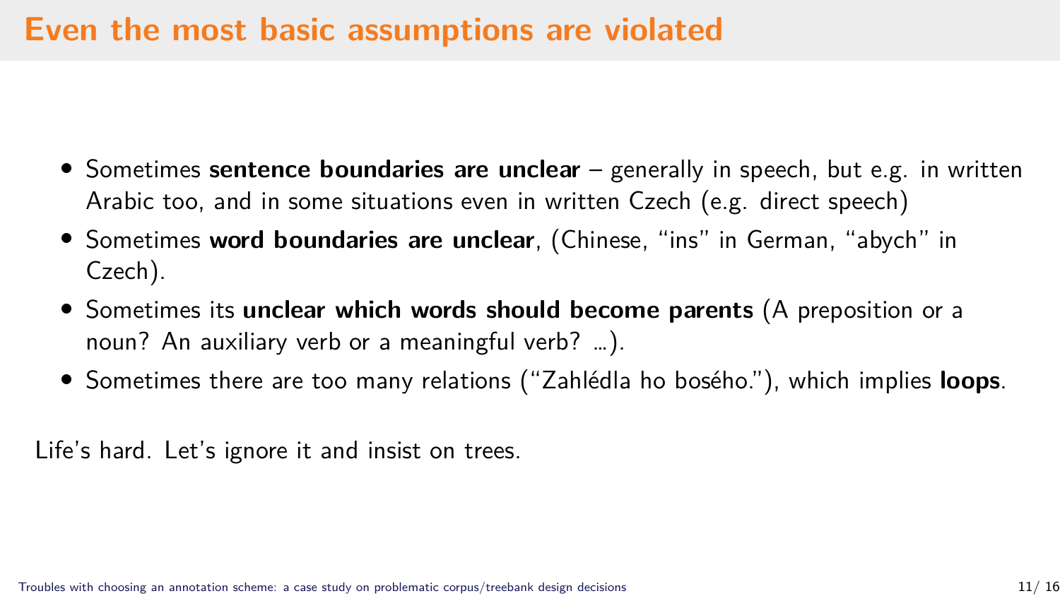# Even the most basic assumptions are violated

- Sometimes **sentence boundaries are unclear** – generally in speech, but e.g. in written Arabic too, and in some situations even in written Czech (e.g. direct speech)
- Sometimes **word boundaries are unclear**, (Chinese, "ins" in German, "abych" in Czech).
- Sometimes its **unclear which words should become parents** (A preposition or a noun? An auxiliary verb or a meaningful verb? ...).
- Sometimes there are too many relations ("Zahlédla ho bosého."), which implies **loops**.

Life's hard. Let's ignore it and insist on trees.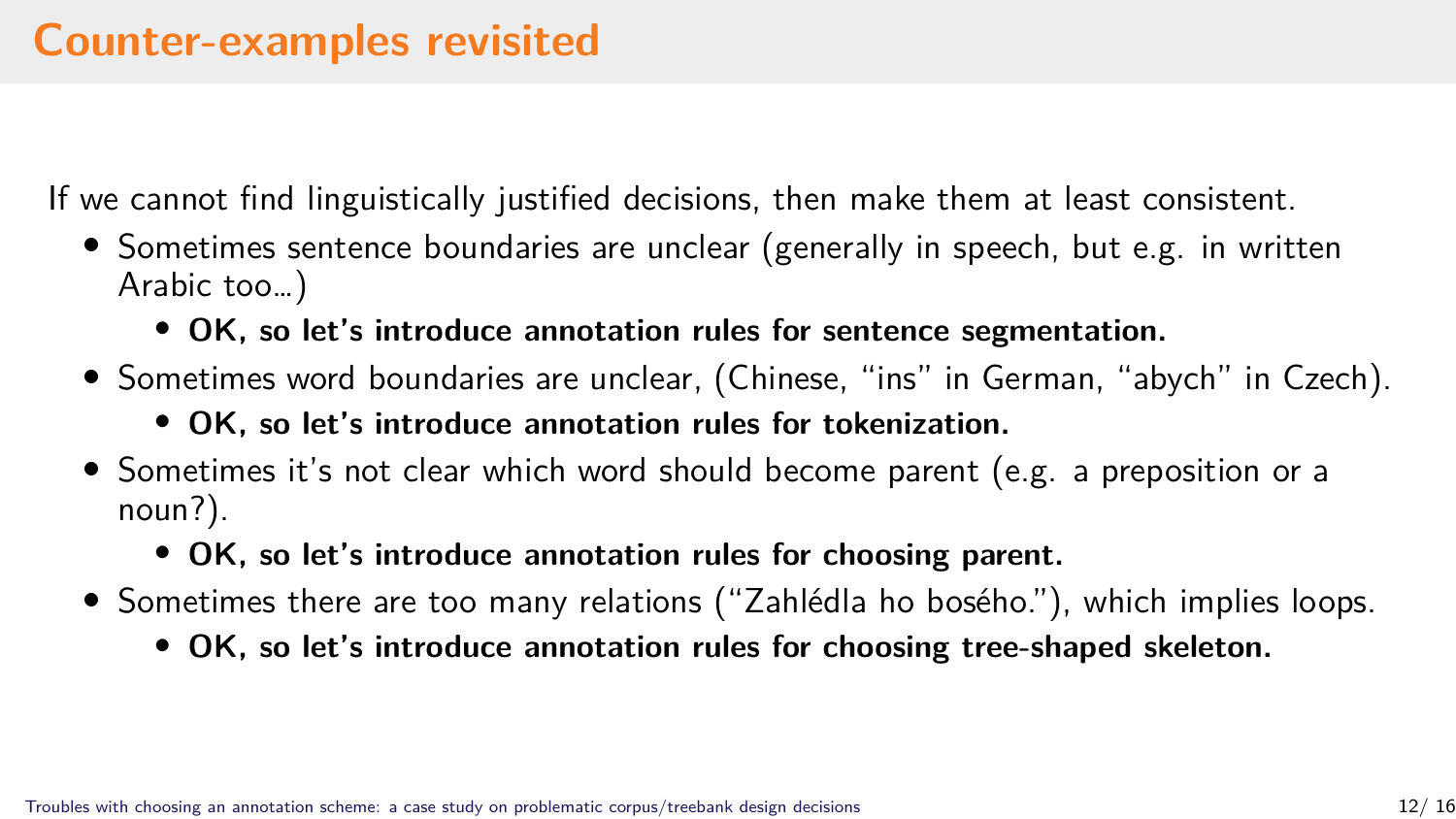# Counter-examples revisited

If we cannot find linguistically justified decisions, then make them at least consistent.

- Sometimes sentence boundaries are unclear (generally in speech, but e.g. in written Arabic too...)
  - **OK, so let's introduce annotation rules for sentence segmentation.**
- Sometimes word boundaries are unclear, (Chinese, "ins" in German, "abych" in Czech).
  - **OK, so let's introduce annotation rules for tokenization.**
- Sometimes it's not clear which word should become parent (e.g. a preposition or a noun?).
  - **OK, so let's introduce annotation rules for choosing parent.**
- Sometimes there are too many relations ("Zahlédla ho bosého."), which implies loops.
  - **OK, so let's introduce annotation rules for choosing tree-shaped skeleton.**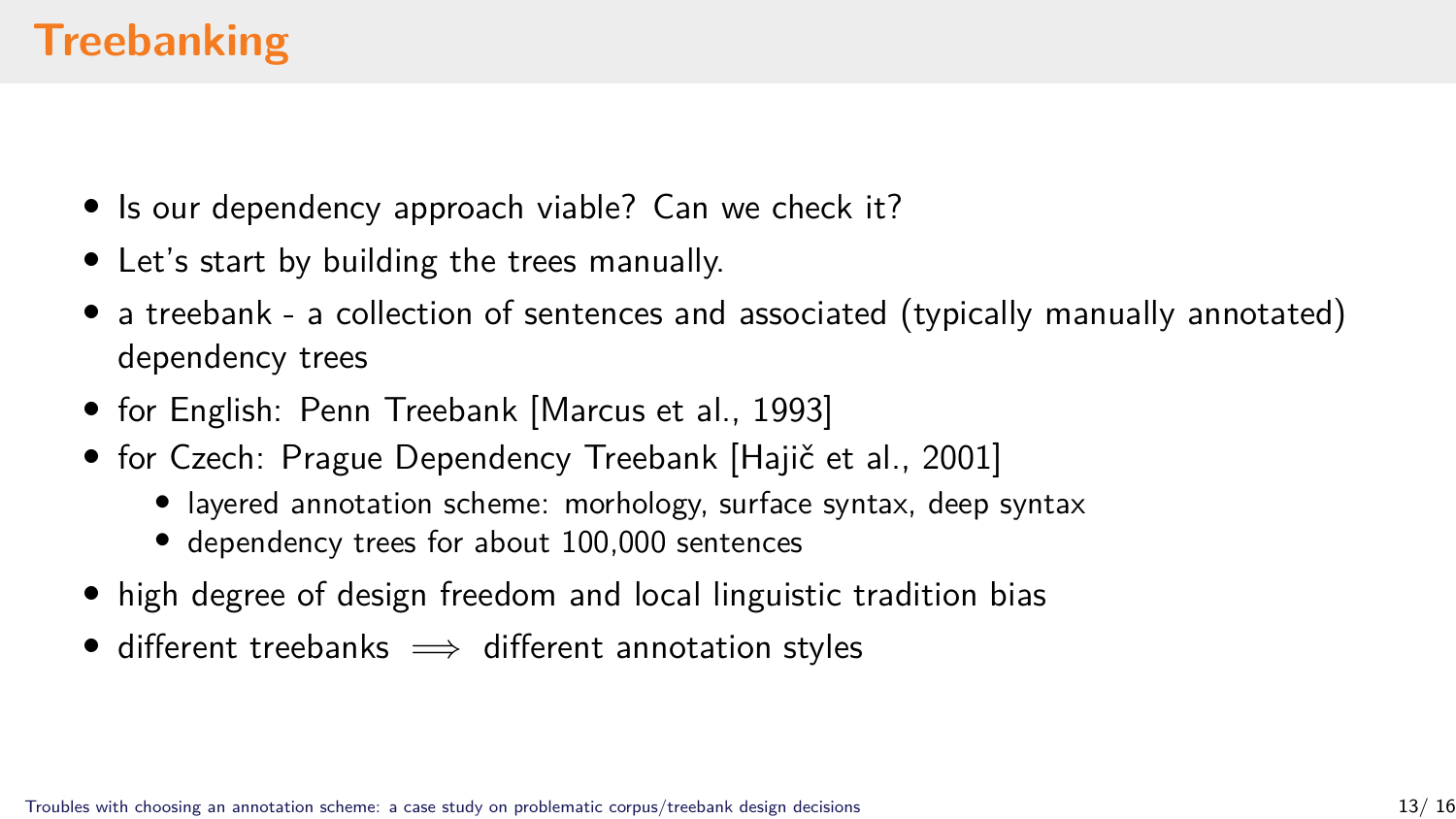# Treebanking

- Is our dependency approach viable? Can we check it?
- Let's start by building the trees manually.
- a treebank - a collection of sentences and associated (typically manually annotated) dependency trees
- for English: Penn Treebank [Marcus et al., 1993]
- for Czech: Prague Dependency Treebank [Hajič et al., 2001]
  - layered annotation scheme: morhology, surface syntax, deep syntax
  - dependency trees for about 100,000 sentences
- high degree of design freedom and local linguistic tradition bias
- different treebanks $\implies$ different annotation styles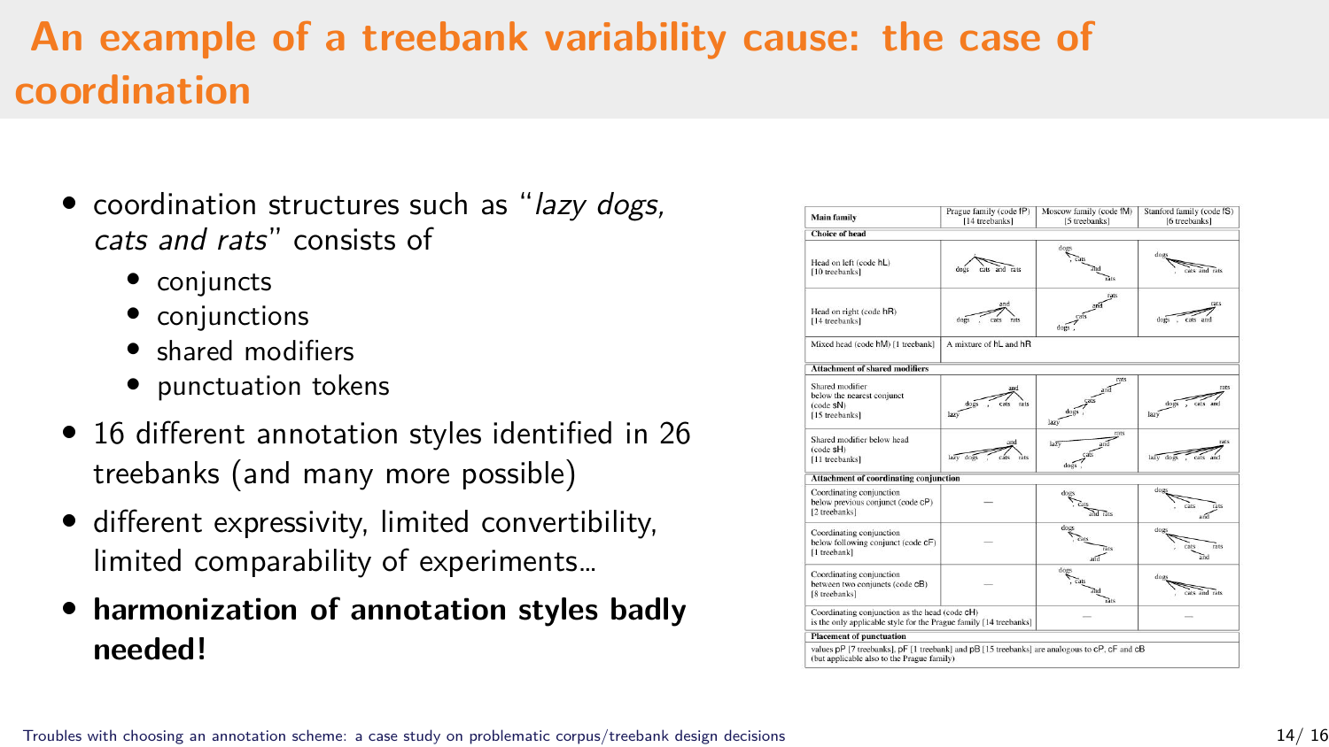# An example of a treebank variability cause: the case of coordination

- coordination structures such as "*lazy dogs, cats and rats*" consists of
  - conjuncts
  - conjunctions
  - shared modifiers
  - punctuation tokens
- 16 different annotation styles identified in 26 treebanks (and many more possible)
- different expressivity, limited convertibility, limited comparability of experiments...
- **harmonization of annotation styles badly needed!**

| Main family | Prague family (code fP) [14 treebanks] | Moscow family (code fM) [5 treebanks] | Stanford family (code fS) [6 treebanks] |
|---|---|---|---|
| **Choice of head** | | | |
| Head on left (code hL) [10 treebanks] | | | |
| Head on right (code hR) [14 treebanks] | | | |
| Mixed head (code hM) [1 treebank] | A mixture of hL and hR | | |
| **Attachment of shared modifiers** | | | |
| Shared modifier below the nearest conjunct (code sN) [15 treebanks] | | | |
| Shared modifier below head (code sH) [11 treebanks] | | | |
| **Attachment of coordinating conjunction** | | | |
| Coordinating conjunction below previous conjunct (code cP) [2 treebanks] | — | | |
| Coordinating conjunction below following conjunct (code cF) [1 treebank] | — | | |
| Coordinating conjunction between two conjuncts (code cB) [8 treebanks] | — | | |
| Coordinating conjunction as the head (code cH) is the only applicable style for the Prague family [14 treebanks] | | — | — |
| **Placement of punctuation** | | | |
| values pP [7 treebanks], pF [1 treebank] and pB [15 treebanks] are analogous to cP, cF and cB (but applicable also to the Prague family) | | | |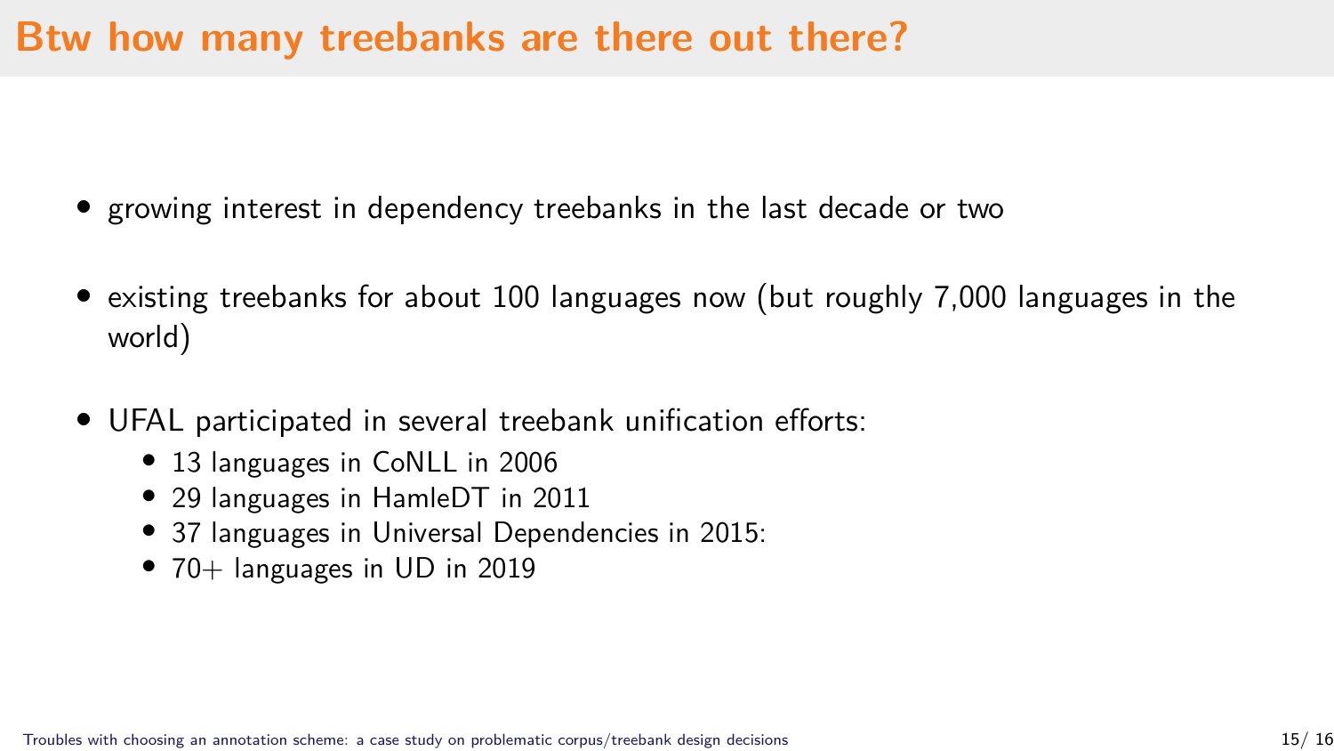# Btw how many treebanks are there out there?

- growing interest in dependency treebanks in the last decade or two
- existing treebanks for about 100 languages now (but roughly 7,000 languages in the world)
- UFAL participated in several treebank unification efforts:
  - 13 languages in CoNLL in 2006
  - 29 languages in HamleDT in 2011
  - 37 languages in Universal Dependencies in 2015:
  - 70+ languages in UD in 2019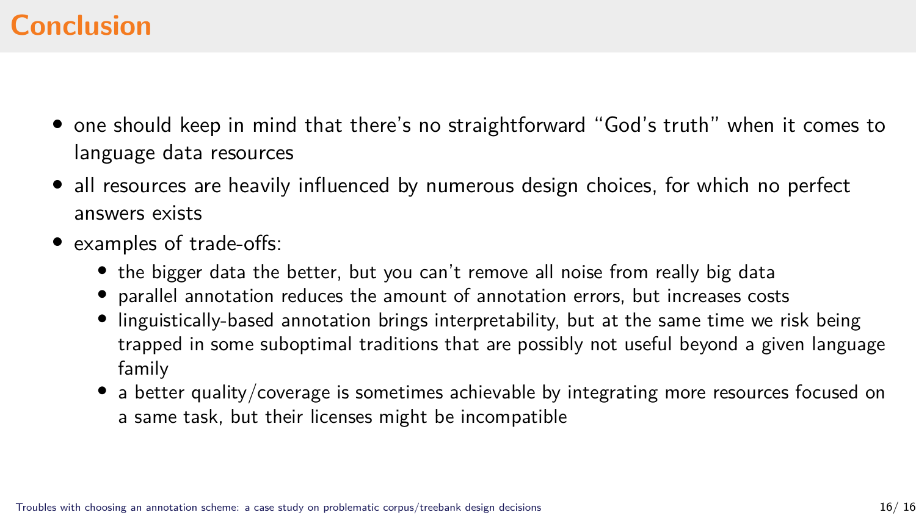# Conclusion

- one should keep in mind that there's no straightforward "God's truth" when it comes to language data resources
- all resources are heavily influenced by numerous design choices, for which no perfect answers exists
- examples of trade-offs:
  - the bigger data the better, but you can't remove all noise from really big data
  - parallel annotation reduces the amount of annotation errors, but increases costs
  - linguistically-based annotation brings interpretability, but at the same time we risk being trapped in some suboptimal traditions that are possibly not useful beyond a given language family
  - a better quality/coverage is sometimes achievable by integrating more resources focused on a same task, but their licenses might be incompatible